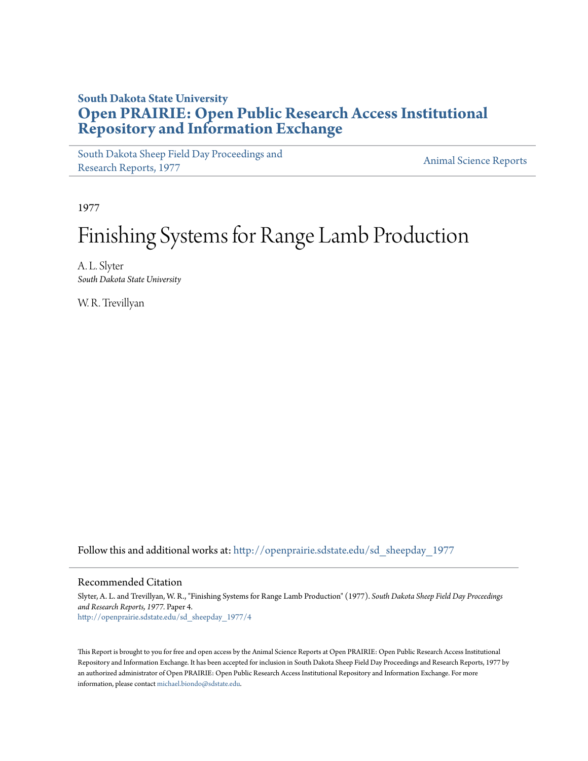**South Dakota State University**

**Open PRAIRIE: Open Public Research Access Institutional Repository and Information Exchange**

South Dakota Sheep Field Day Proceedings and Research Reports, 1977

Animal Science Reports

1977

# Finishing Systems for Range Lamb Production

A. L. Slyter
*South Dakota State University*

W. R. Trevillyan

Follow this and additional works at: http://openprairie.sdstate.edu/sd_sheepday_1977

## Recommended Citation

Slyter, A. L. and Trevillyan, W. R., "Finishing Systems for Range Lamb Production" (1977). *South Dakota Sheep Field Day Proceedings and Research Reports, 1977*. Paper 4.
http://openprairie.sdstate.edu/sd_sheepday_1977/4

This Report is brought to you for free and open access by the Animal Science Reports at Open PRAIRIE: Open Public Research Access Institutional Repository and Information Exchange. It has been accepted for inclusion in South Dakota Sheep Field Day Proceedings and Research Reports, 1977 by an authorized administrator of Open PRAIRIE: Open Public Research Access Institutional Repository and Information Exchange. For more information, please contact michael.biondo@sdstate.edu.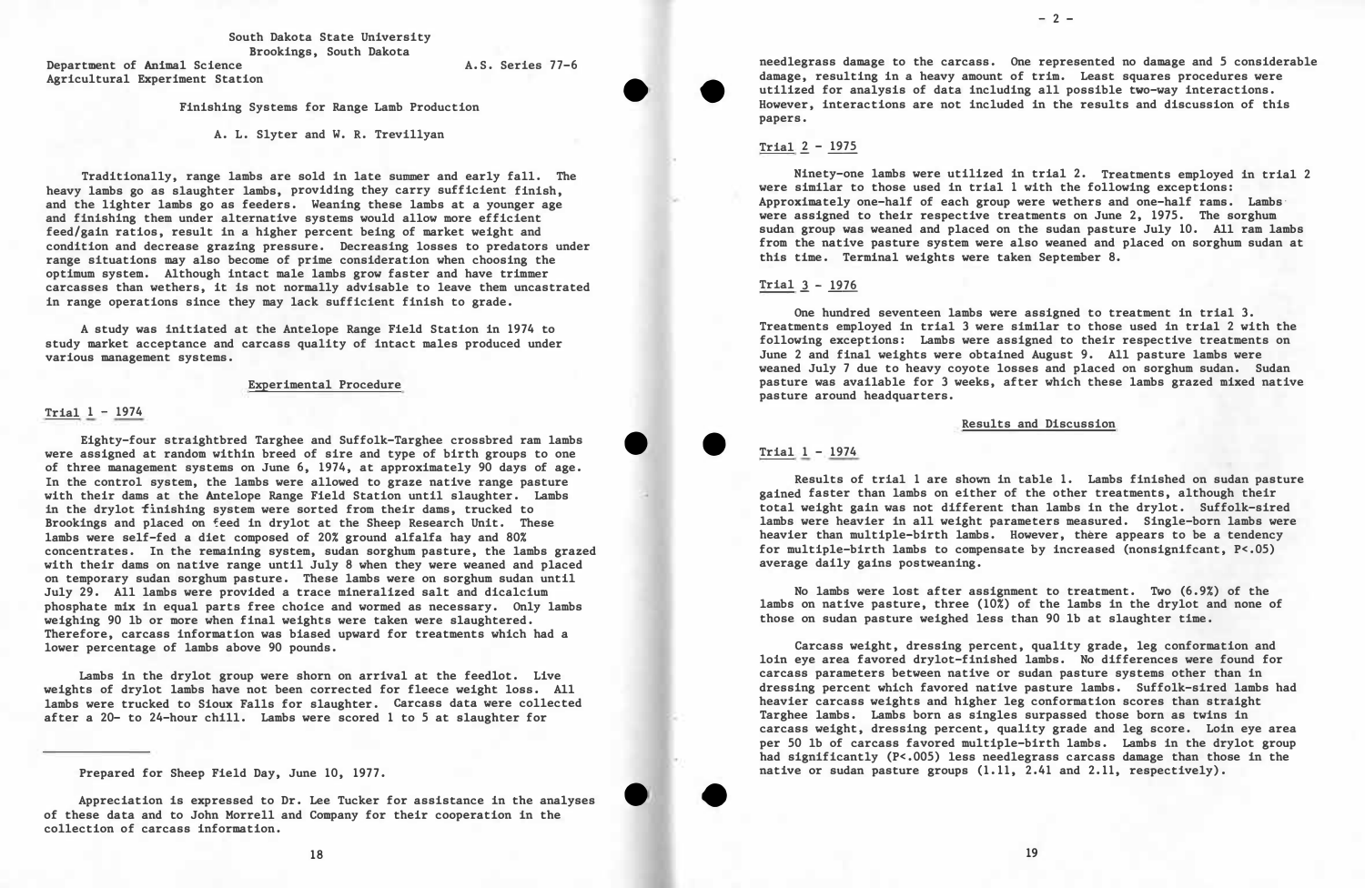South Dakota State University
Brookings, South Dakota

Department of Animal Science
Agricultural Experiment Station

A.S. Series 77-6

# Finishing Systems for Range Lamb Production

A. L. Slyter and W. R. Trevillyan

Traditionally, range lambs are sold in late summer and early fall. The heavy lambs go as slaughter lambs, providing they carry sufficient finish, and the lighter lambs go as feeders. Weaning these lambs at a younger age and finishing them under alternative systems would allow more efficient feed/gain ratios, result in a higher percent being of market weight and condition and decrease grazing pressure. Decreasing losses to predators under range situations may also become of prime consideration when choosing the optimum system. Although intact male lambs grow faster and have trimmer carcasses than wethers, it is not normally advisable to leave them uncastrated in range operations since they may lack sufficient finish to grade.

A study was initiated at the Antelope Range Field Station in 1974 to study market acceptance and carcass quality of intact males produced under various management systems.

## Experimental Procedure

### Trial 1 - 1974

Eighty-four straightbred Targhee and Suffolk-Targhee crossbred ram lambs were assigned at random within breed of sire and type of birth groups to one of three management systems on June 6, 1974, at approximately 90 days of age. In the control system, the lambs were allowed to graze native range pasture with their dams at the Antelope Range Field Station until slaughter. Lambs in the drylot finishing system were sorted from their dams, trucked to Brookings and placed on feed in drylot at the Sheep Research Unit. These lambs were self-fed a diet composed of 20% ground alfalfa hay and 80% concentrates. In the remaining system, sudan sorghum pasture, the lambs grazed with their dams on native range until July 8 when they were weaned and placed on temporary sudan sorghum pasture. These lambs were on sorghum sudan until July 29. All lambs were provided a trace mineralized salt and dicalcium phosphate mix in equal parts free choice and wormed as necessary. Only lambs weighing 90 lb or more when final weights were taken were slaughtered. Therefore, carcass information was biased upward for treatments which had a lower percentage of lambs above 90 pounds.

Lambs in the drylot group were shorn on arrival at the feedlot. Live weights of drylot lambs have not been corrected for fleece weight loss. All lambs were trucked to Sioux Falls for slaughter. Carcass data were collected after a 20- to 24-hour chill. Lambs were scored 1 to 5 at slaughter for needlegrass damage to the carcass. One represented no damage and 5 considerable damage, resulting in a heavy amount of trim. Least squares procedures were utilized for analysis of data including all possible two-way interactions. However, interactions are not included in the results and discussion of this papers.

### Trial 2 - 1975

Ninety-one lambs were utilized in trial 2. Treatments employed in trial 2 were similar to those used in trial 1 with the following exceptions: Approximately one-half of each group were wethers and one-half rams. Lambs were assigned to their respective treatments on June 2, 1975. The sorghum sudan group was weaned and placed on the sudan pasture July 10. All ram lambs from the native pasture system were also weaned and placed on sorghum sudan at this time. Terminal weights were taken September 8.

### Trial 3 - 1976

One hundred seventeen lambs were assigned to treatment in trial 3. Treatments employed in trial 3 were similar to those used in trial 2 with the following exceptions: Lambs were assigned to their respective treatments on June 2 and final weights were obtained August 9. All pasture lambs were weaned July 7 due to heavy coyote losses and placed on sorghum sudan. Sudan pasture was available for 3 weeks, after which these lambs grazed mixed native pasture around headquarters.

## Results and Discussion

### Trial 1 - 1974

Results of trial 1 are shown in table 1. Lambs finished on sudan pasture gained faster than lambs on either of the other treatments, although their total weight gain was not different than lambs in the drylot. Suffolk-sired lambs were heavier in all weight parameters measured. Single-born lambs were heavier than multiple-birth lambs. However, there appears to be a tendency for multiple-birth lambs to compensate by increased (nonsignifcant, $P<.05$) average daily gains postweaning.

No lambs were lost after assignment to treatment. Two (6.9%) of the lambs on native pasture, three (10%) of the lambs in the drylot and none of those on sudan pasture weighed less than 90 lb at slaughter time.

Carcass weight, dressing percent, quality grade, leg conformation and loin eye area favored drylot-finished lambs. No differences were found for carcass parameters between native or sudan pasture systems other than in dressing percent which favored native pasture lambs. Suffolk-sired lambs had heavier carcass weights and higher leg conformation scores than straight Targhee lambs. Lambs born as singles surpassed those born as twins in carcass weight, dressing percent, quality grade and leg score. Loin eye area per 50 lb of carcass favored multiple-birth lambs. Lambs in the drylot group had significantly ($P<.005$) less needlegrass carcass damage than those in the native or sudan pasture groups (1.11, 2.41 and 2.11, respectively).

Prepared for Sheep Field Day, June 10, 1977.

Appreciation is expressed to Dr. Lee Tucker for assistance in the analyses of these data and to John Morrell and Company for their cooperation in the collection of carcass information.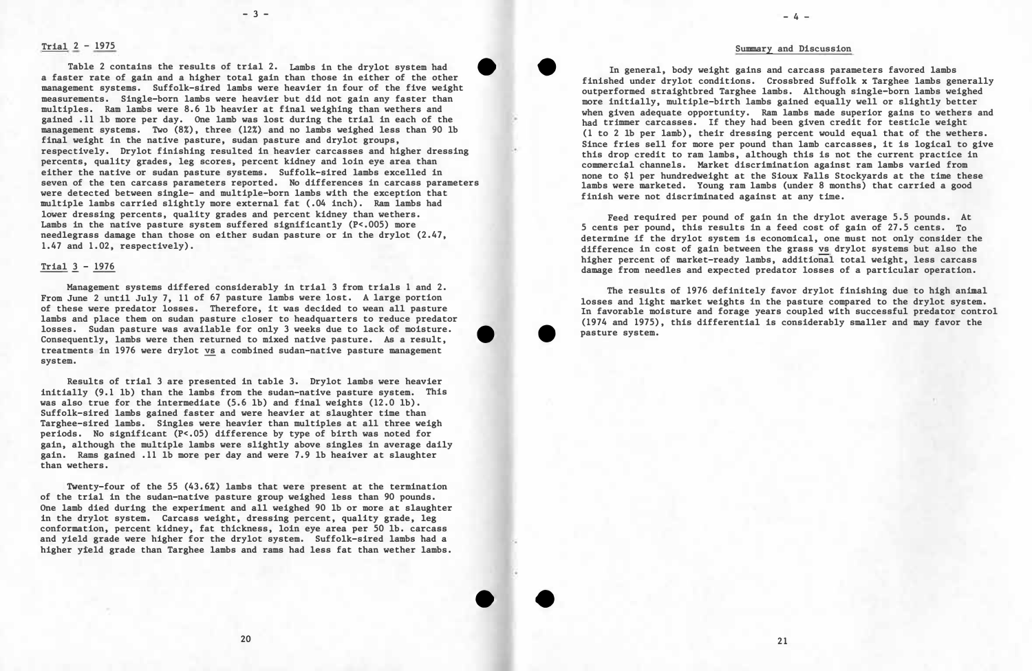## Trial 2 - 1975

Table 2 contains the results of trial 2. Lambs in the drylot system had a faster rate of gain and a higher total gain than those in either of the other management systems. Suffolk-sired lambs were heavier in four of the five weight measurements. Single-born lambs were heavier but did not gain any faster than multiples. Ram lambs were 8.6 lb heavier at final weighing than wethers and gained .11 lb more per day. One lamb was lost during the trial in each of the management systems. Two (8%), three (12%) and no lambs weighed less than 90 lb final weight in the native pasture, sudan pasture and drylot groups, respectively. Drylot finishing resulted in heavier carcasses and higher dressing percents, quality grades, leg scores, percent kidney and loin eye area than either the native or sudan pasture systems. Suffolk-sired lambs excelled in seven of the ten carcass parameters reported. No differences in carcass parameters were detected between single- and multiple-born lambs with the exception that multiple lambs carried slightly more external fat (.04 inch). Ram lambs had lower dressing percents, quality grades and percent kidney than wethers. Lambs in the native pasture system suffered significantly ($P<.005$) more needlegrass damage than those on either sudan pasture or in the drylot (2.47, 1.47 and 1.02, respectively).

## Trial 3 - 1976

Management systems differed considerably in trial 3 from trials 1 and 2. From June 2 until July 7, 11 of 67 pasture lambs were lost. A large portion of these were predator losses. Therefore, it was decided to wean all pasture lambs and place them on sudan pasture closer to headquarters to reduce predator losses. Sudan pasture was available for only 3 weeks due to lack of moisture. Consequently, lambs were then returned to mixed native pasture. As a result, treatments in 1976 were drylot *vs* a combined sudan-native pasture management system.

Results of trial 3 are presented in table 3. Drylot lambs were heavier initially (9.1 lb) than the lambs from the sudan-native pasture system. This was also true for the intermediate (5.6 lb) and final weights (12.0 lb). Suffolk-sired lambs gained faster and were heavier at slaughter time than Targhee-sired lambs. Singles were heavier than multiples at all three weigh periods. No significant ($P<.05$) difference by type of birth was noted for gain, although the multiple lambs were slightly above singles in average daily gain. Rams gained .11 lb more per day and were 7.9 lb heavier at slaughter than wethers.

Twenty-four of the 55 (43.6%) lambs that were present at the termination of the trial in the sudan-native pasture group weighed less than 90 pounds. One lamb died during the experiment and all weighed 90 lb or more at slaughter in the drylot system. Carcass weight, dressing percent, quality grade, leg conformation, percent kidney, fat thickness, loin eye area per 50 lb. carcass and yield grade were higher for the drylot system. Suffolk-sired lambs had a higher yield grade than Targhee lambs and rams had less fat than wether lambs.

## Summary and Discussion

In general, body weight gains and carcass parameters favored lambs finished under drylot conditions. Crossbred Suffolk x Targhee lambs generally outperformed straightbred Targhee lambs. Although single-born lambs weighed more initially, multiple-birth lambs gained equally well or slightly better when given adequate opportunity. Ram lambs made superior gains to wethers and had trimmer carcasses. If they had been given credit for testicle weight (1 to 2 lb per lamb), their dressing percent would equal that of the wethers. Since fries sell for more per pound than lamb carcasses, it is logical to give this drop credit to ram lambs, although this is not the current practice in commercial channels. Market discrimination against ram lambs varied from none to \$1 per hundredweight at the Sioux Falls Stockyards at the time these lambs were marketed. Young ram lambs (under 8 months) that carried a good finish were not discriminated against at any time.

Feed required per pound of gain in the drylot average 5.5 pounds. At 5 cents per pound, this results in a feed cost of gain of 27.5 cents. To determine if the drylot system is economical, one must not only consider the difference in cost of gain between the grass *vs* drylot systems but also the higher percent of market-ready lambs, additional total weight, less carcass damage from needles and expected predator losses of a particular operation.

The results of 1976 definitely favor drylot finishing due to high animal losses and light market weights in the pasture compared to the drylot system. In favorable moisture and forage years coupled with successful predator control (1974 and 1975), this differential is considerably smaller and may favor the pasture system.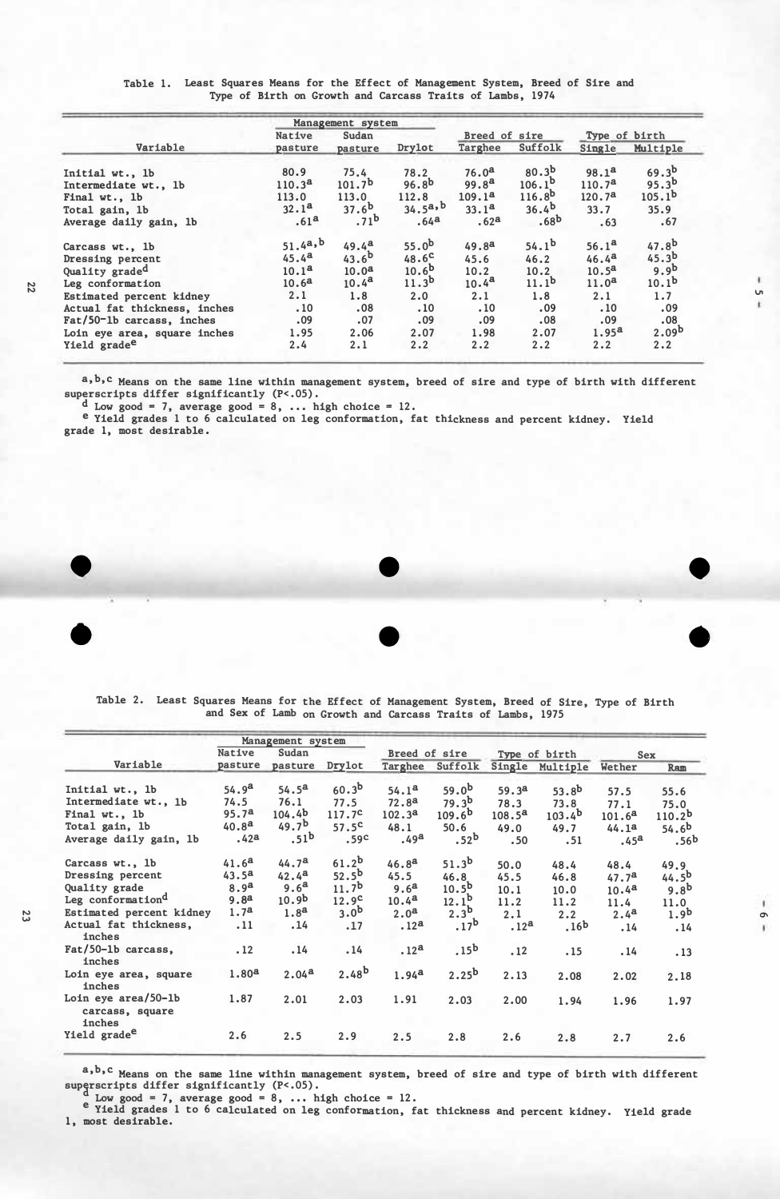Table 1. Least Squares Means for the Effect of Management System, Breed of Sire and Type of Birth on Growth and Carcass Traits of Lambs, 1974

| Variable | Management system | | | Breed of sire | | Type of birth | |
|---|---|---|---|---|---|---|---|
| | Native pasture | Sudan pasture | Drylot | Targhee | Suffolk | Single | Multiple |
| Initial wt., lb | 80.9 | 75.4 | 78.2 | 76.0[a] | 80.3[b] | 98.1[a] | 69.3[b] |
| Intermediate wt., lb | 110.3[a] | 101.7[b] | 96.8[b] | 99.8[a] | 106.1[b] | 110.7[a] | 95.3[b] |
| Final wt., lb | 113.0 | 113.0 | 112.8 | 109.1[a] | 116.8[b] | 120.7[a] | 105.1[b] |
| Total gain, lb | 32.1[a] | 37.6[b] | 34.5[a,b] | 33.1[a] | 36.4[b] | 33.7 | 35.9 |
| Average daily gain, lb | .61[a] | .71[b] | .64[a] | .62[a] | .68[b] | .63 | .67 |
| Carcass wt., lb | 51.4[a,b] | 49.4[a] | 55.0[b] | 49.8[a] | 54.1[b] | 56.1[a] | 47.8[b] |
| Dressing percent | 45.4[a] | 43.6[b] | 48.6[c] | 45.6 | 46.2 | 46.4[a] | 45.3[b] |
| Quality grade[d] | 10.1[a] | 10.0[a] | 10.6[b] | 10.2 | 10.2 | 10.5[a] | 9.9[b] |
| Leg conformation | 10.6[a] | 10.4[a] | 11.3[b] | 10.4[a] | 11.1[b] | 11.0[a] | 10.1[b] |
| Estimated percent kidney | 2.1 | 1.8 | 2.0 | 2.1 | 1.8 | 2.1 | 1.7 |
| Actual fat thickness, inches | .10 | .08 | .10 | .10 | .09 | .10 | .09 |
| Fat/50-lb carcass, inches | .09 | .07 | .09 | .09 | .08 | .09 | .08 |
| Loin eye area, square inches | 1.95 | 2.06 | 2.07 | 1.98 | 2.07 | 1.95[a] | 2.09[b] |
| Yield grade[e] | 2.4 | 2.1 | 2.2 | 2.2 | 2.2 | 2.2 | 2.2 |

a,b,c Means on the same line within management system, breed of sire and type of birth with different superscripts differ significantly ($P<.05$).
d Low good = 7, average good = 8, ... high choice = 12.
e Yield grades 1 to 6 calculated on leg conformation, fat thickness and percent kidney. Yield grade 1, most desirable.

Table 2. Least Squares Means for the Effect of Management System, Breed of Sire, Type of Birth and Sex of Lamb on Growth and Carcass Traits of Lambs, 1975

| Variable | Management system | | | Breed of sire | | Type of birth | | Sex | |
|---|---|---|---|---|---|---|---|---|---|
| | Native pasture | Sudan pasture | Drylot | Targhee | Suffolk | Single | Multiple | Wether | Ram |
| Initial wt., lb | 54.9[a] | 54.5[a] | 60.3[b] | 54.1[a] | 59.0[b] | 59.3[a] | 53.8[b] | 57.5 | 55.6 |
| Intermediate wt., lb | 74.5 | 76.1 | 77.5 | 72.8[a] | 79.3[b] | 78.3 | 73.8 | 77.1 | 75.0 |
| Final wt., lb | 95.7[a] | 104.4[b] | 117.7[c] | 102.3[a] | 109.6[b] | 108.5[a] | 103.4[b] | 101.6[a] | 110.2[b] |
| Total gain, lb | 40.8[a] | 49.7[b] | 57.5[c] | 48.1 | 50.6 | 49.0 | 49.7 | 44.1[a] | 54.6[b] |
| Average daily gain, lb | .42[a] | .51[b] | .59[c] | .49[a] | .52[b] | .50 | .51 | .45[a] | .56[b] |
| Carcass wt., lb | 41.6[a] | 44.7[a] | 61.2[b] | 46.8[a] | 51.3[b] | 50.0 | 48.4 | 48.4 | 49.9 |
| Dressing percent | 43.5[a] | 42.4[a] | 52.5[b] | 45.5 | 46.8 | 45.5 | 46.8 | 47.7[a] | 44.5[b] |
| Quality grade | 8.9[a] | 9.6[a] | 11.7[b] | 9.6[a] | 10.5[b] | 10.1 | 10.0 | 10.4[a] | 9.8[b] |
| Leg conformation[d] | 9.8[a] | 10.9[b] | 12.9[c] | 10.4[a] | 12.1[b] | 11.2 | 11.2 | 11.4 | 11.0 |
| Estimated percent kidney | 1.7[a] | 1.8[a] | 3.0[b] | 2.0[a] | 2.3[b] | 2.1 | 2.2 | 2.4[a] | 1.9[b] |
| Actual fat thickness, inches | .11 | .14 | .17 | .12[a] | .17[b] | .12[a] | .16[b] | .14 | .14 |
| Fat/50-lb carcass, inches | .12 | .14 | .14 | .12[a] | .15[b] | .12 | .15 | .14 | .13 |
| Loin eye area, square inches | 1.80[a] | 2.04[a] | 2.48[b] | 1.94[a] | 2.25[b] | 2.13 | 2.08 | 2.02 | 2.18 |
| Loin eye area/50-lb carcass, square inches | 1.87 | 2.01 | 2.03 | 1.91 | 2.03 | 2.00 | 1.94 | 1.96 | 1.97 |
| Yield grade[e] | 2.6 | 2.5 | 2.9 | 2.5 | 2.8 | 2.6 | 2.8 | 2.7 | 2.6 |

a,b,c Means on the same line within management system, breed of sire and type of birth with different superscripts differ significantly ($P<.05$).
d Low good = 7, average good = 8, ... high choice = 12.
e Yield grades 1 to 6 calculated on leg conformation, fat thickness and percent kidney. Yield grade 1, most desirable.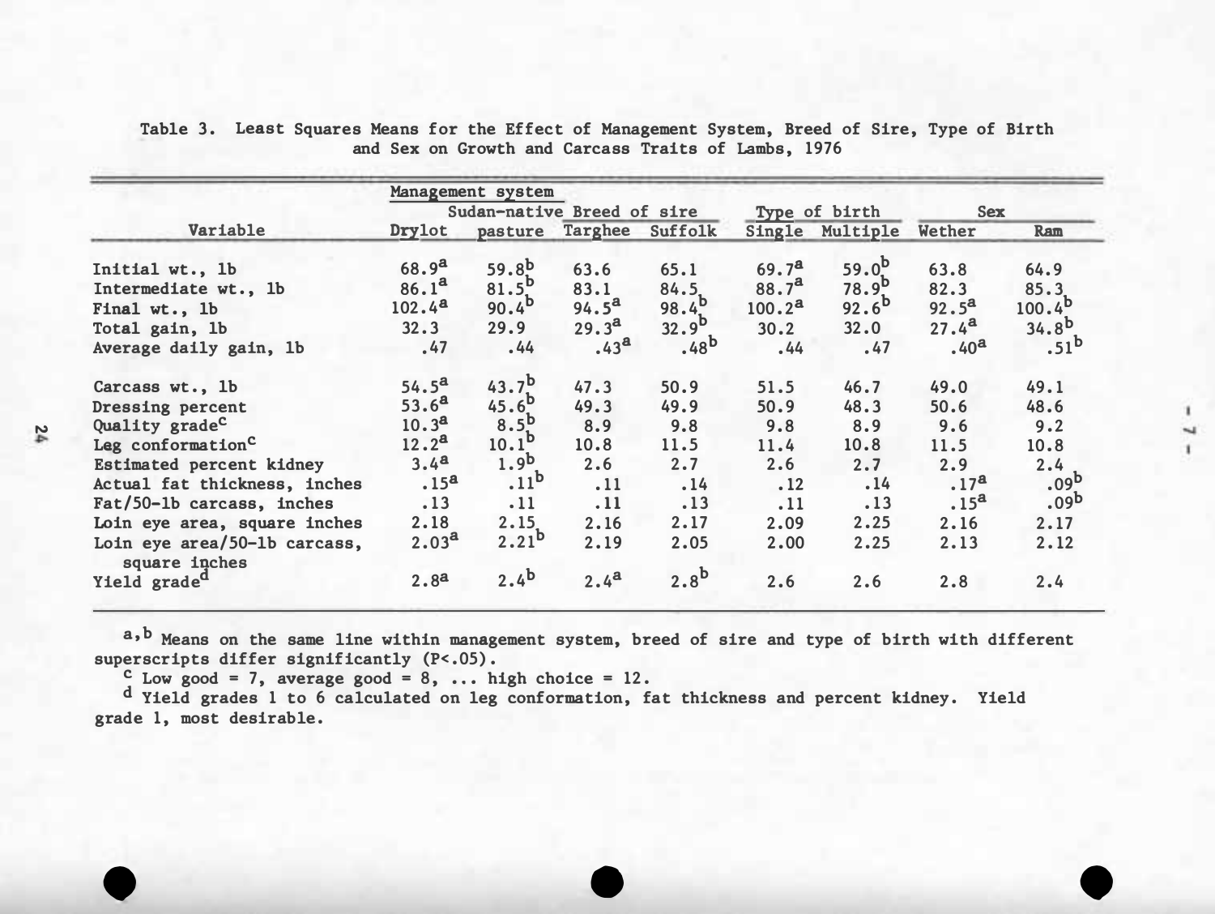Table 3. Least Squares Means for the Effect of Management System, Breed of Sire, Type of Birth and Sex on Growth and Carcass Traits of Lambs, 1976

| Variable | Management system | | Breed of sire | | Type of birth | | Sex | |
|---|---|---|---|---|---|---|---|---|
| | Drylot | Sudan-native pasture | Targhee | Suffolk | Single | Multiple | Wether | Ram |
| Initial wt., lb | 68.9[a] | 59.8[b] | 63.6 | 65.1 | 69.7[a] | 59.0[b] | 63.8 | 64.9 |
| Intermediate wt., lb | 86.1[a] | 81.5[b] | 83.1 | 84.5 | 88.7[a] | 78.9[b] | 82.3 | 85.3 |
| Final wt., lb | 102.4[a] | 90.4[b] | 94.5[a] | 98.4[b] | 100.2[a] | 92.6[b] | 92.5[a] | 100.4[b] |
| Total gain, lb | 32.3 | 29.9 | 29.3[a] | 32.9[b] | 30.2 | 32.0 | 27.4[a] | 34.8[b] |
| Average daily gain, lb | .47 | .44 | .43[a] | .48[b] | .44 | .47 | .40[a] | .51[b] |
| Carcass wt., lb | 54.5[a] | 43.7[b] | 47.3 | 50.9 | 51.5 | 46.7 | 49.0 | 49.1 |
| Dressing percent | 53.6[a] | 45.6[b] | 49.3 | 49.9 | 50.9 | 48.3 | 50.6 | 48.6 |
| Quality grade[c] | 10.3[a] | 8.5[b] | 8.9 | 9.8 | 9.8 | 8.9 | 9.6 | 9.2 |
| Leg conformation[c] | 12.2[a] | 10.1[b] | 10.8 | 11.5 | 11.4 | 10.8 | 11.5 | 10.8 |
| Estimated percent kidney | 3.4[a] | 1.9[b] | 2.6 | 2.7 | 2.6 | 2.7 | 2.9 | 2.4 |
| Actual fat thickness, inches | .15[a] | .11[b] | .11 | .14 | .12 | .14 | .17[a] | .09[b] |
| Fat/50-lb carcass, inches | .13 | .11 | .11 | .13 | .11 | .13 | .15[a] | .09[b] |
| Loin eye area, square inches | 2.18 | 2.15 | 2.16 | 2.17 | 2.09 | 2.25 | 2.16 | 2.17 |
| Loin eye area/50-lb carcass, square inches | 2.03[a] | 2.21[b] | 2.19 | 2.05 | 2.00 | 2.25 | 2.13 | 2.12 |
| Yield grade[d] | 2.8[a] | 2.4[b] | 2.4[a] | 2.8[b] | 2.6 | 2.6 | 2.8 | 2.4 |

[a,b] Means on the same line within management system, breed of sire and type of birth with different superscripts differ significantly ($P<.05$).

[c] Low good = 7, average good = 8, ... high choice = 12.

[d] Yield grades 1 to 6 calculated on leg conformation, fat thickness and percent kidney. Yield grade 1, most desirable.